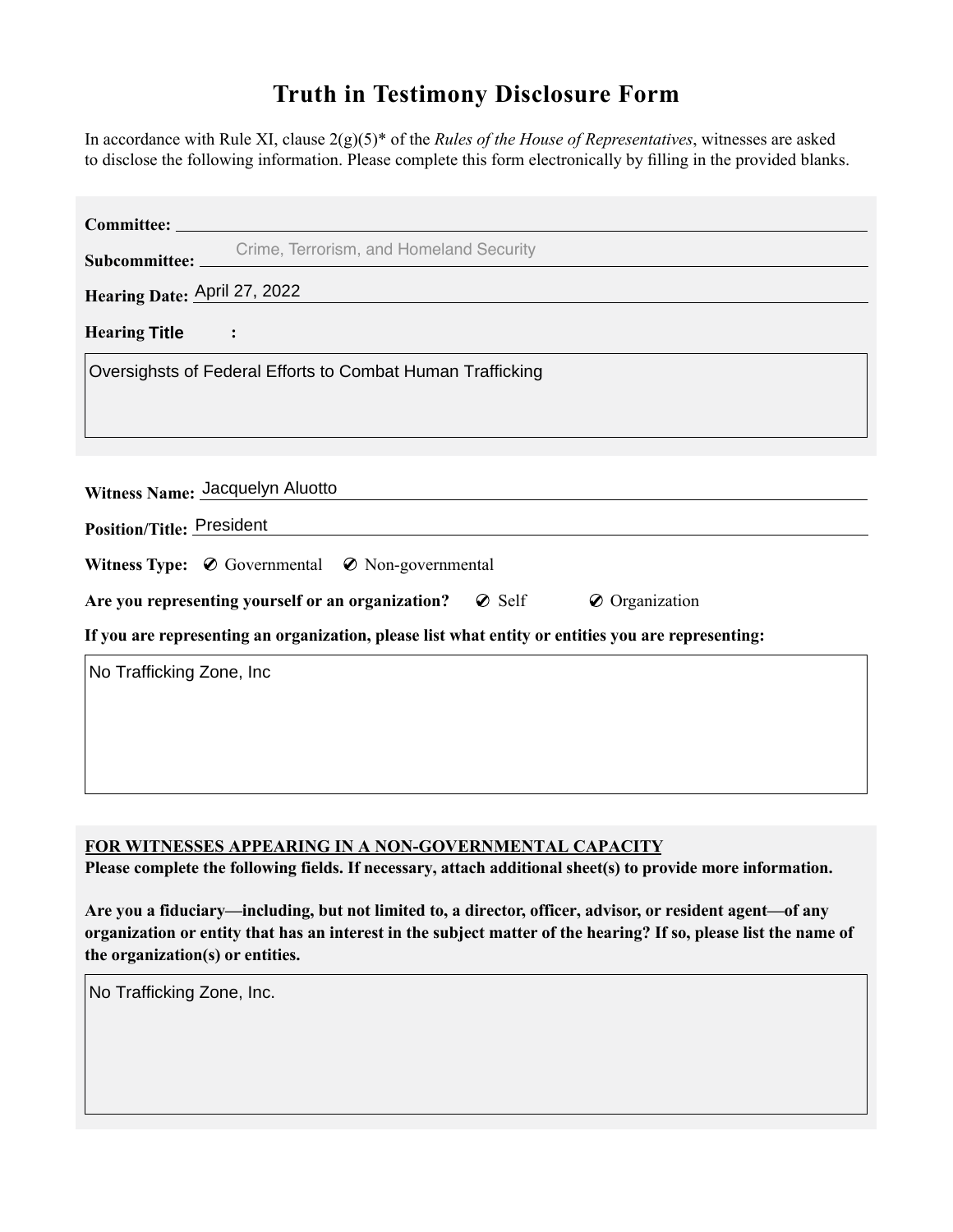# Truth in Testimony Disclosure Form

In accordance with Rule XI, clause 2(g)(5)* of the *Rules of the House of Representatives*, witnesses are asked to disclose the following information. Please complete this form electronically by filling in the provided blanks.

**Committee:**

**Subcommittee:** Crime, Terrorism, and Homeland Security

**Hearing Date:** April 27, 2022

**Hearing Title:**

Oversighsts of Federal Efforts to Combat Human Trafficking

**Witness Name:** Jacquelyn Aluotto

**Position/Title:** President

**Witness Type:** ⊘ Governmental ⊘ Non-governmental

**Are you representing yourself or an organization?** ⊘ Self ⊘ Organization

**If you are representing an organization, please list what entity or entities you are representing:**

No Trafficking Zone, Inc

**FOR WITNESSES APPEARING IN A NON-GOVERNMENTAL CAPACITY**

**Please complete the following fields. If necessary, attach additional sheet(s) to provide more information.**

**Are you a fiduciary—including, but not limited to, a director, officer, advisor, or resident agent—of any organization or entity that has an interest in the subject matter of the hearing? If so, please list the name of the organization(s) or entities.**

No Trafficking Zone, Inc.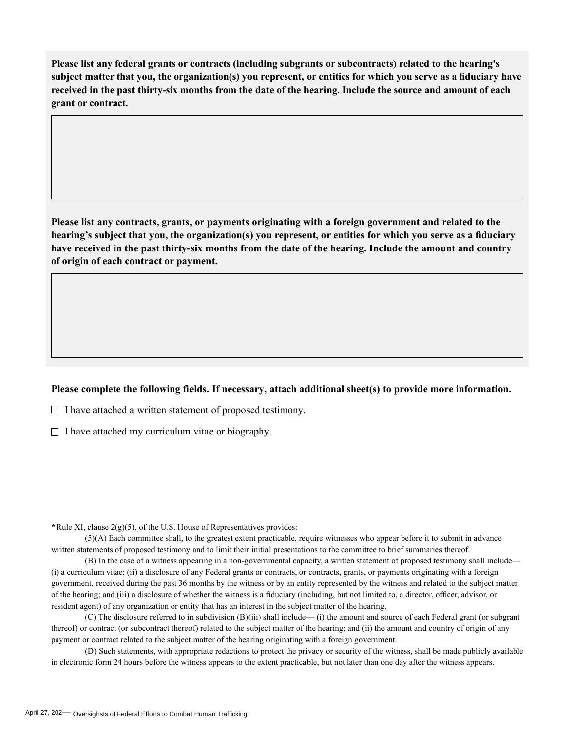**Please list any federal grants or contracts (including subgrants or subcontracts) related to the hearing's subject matter that you, the organization(s) you represent, or entities for which you serve as a fiduciary have received in the past thirty-six months from the date of the hearing. Include the source and amount of each grant or contract.**

**Please list any contracts, grants, or payments originating with a foreign government and related to the hearing's subject that you, the organization(s) you represent, or entities for which you serve as a fiduciary have received in the past thirty-six months from the date of the hearing. Include the amount and country of origin of each contract or payment.**

**Please complete the following fields. If necessary, attach additional sheet(s) to provide more information.**

☐ I have attached a written statement of proposed testimony.

☐ I have attached my curriculum vitae or biography.

**\***Rule XI, clause 2(g)(5), of the U.S. House of Representatives provides:

(5)(A) Each committee shall, to the greatest extent practicable, require witnesses who appear before it to submit in advance written statements of proposed testimony and to limit their initial presentations to the committee to brief summaries thereof.

(B) In the case of a witness appearing in a non-governmental capacity, a written statement of proposed testimony shall include— (i) a curriculum vitae; (ii) a disclosure of any Federal grants or contracts, or contracts, grants, or payments originating with a foreign government, received during the past 36 months by the witness or by an entity represented by the witness and related to the subject matter of the hearing; and (iii) a disclosure of whether the witness is a fiduciary (including, but not limited to, a director, officer, advisor, or resident agent) of any organization or entity that has an interest in the subject matter of the hearing.

(C) The disclosure referred to in subdivision (B)(iii) shall include— (i) the amount and source of each Federal grant (or subgrant thereof) or contract (or subcontract thereof) related to the subject matter of the hearing; and (ii) the amount and country of origin of any payment or contract related to the subject matter of the hearing originating with a foreign government.

(D) Such statements, with appropriate redactions to protect the privacy or security of the witness, shall be made publicly available in electronic form 24 hours before the witness appears to the extent practicable, but not later than one day after the witness appears.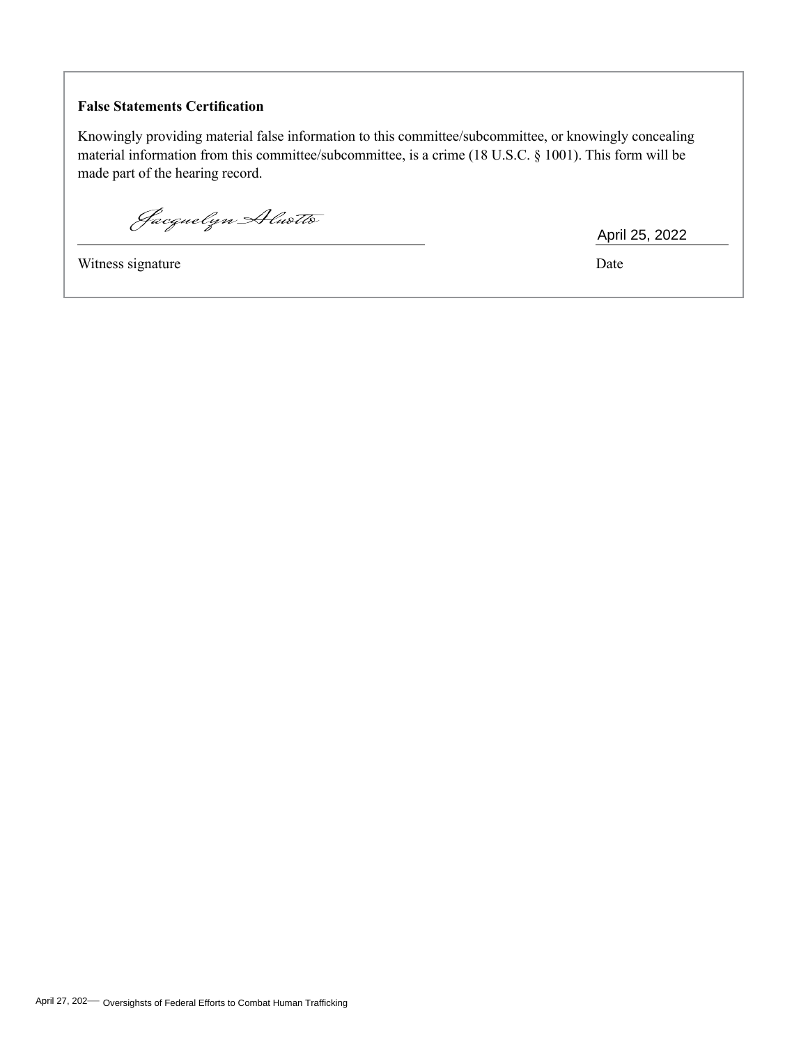**False Statements Certification**

Knowingly providing material false information to this committee/subcommittee, or knowingly concealing material information from this committee/subcommittee, is a crime (18 U.S.C. § 1001). This form will be made part of the hearing record.

Jacquelyn Aluotto

Witness signature

April 25, 2022

Date